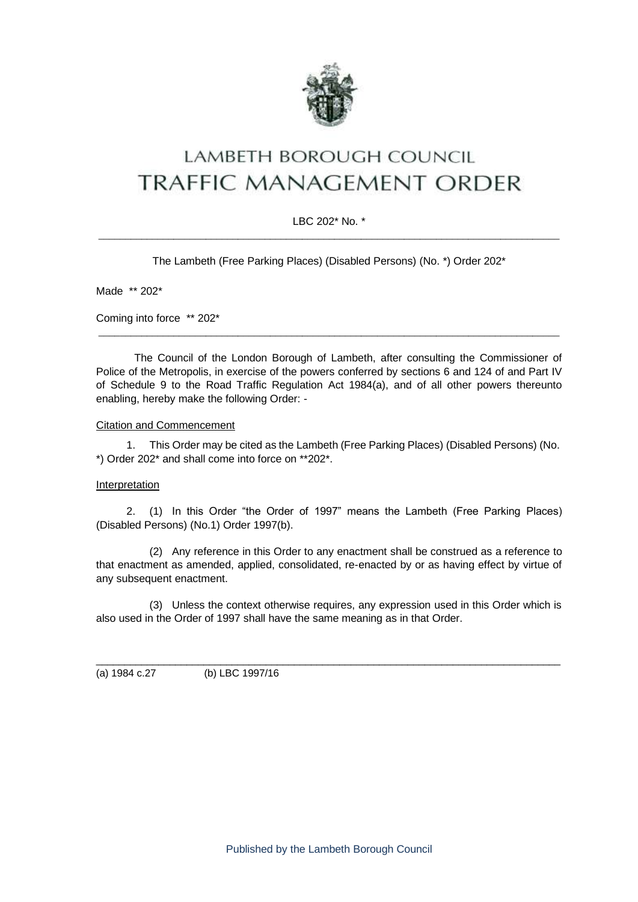# LAMBETH BOROUGH COUNCIL

# TRAFFIC MANAGEMENT ORDER

LBC 202* No. *

---

The Lambeth (Free Parking Places) (Disabled Persons) (No. *) Order 202*

Made ** 202*

Coming into force ** 202*

---

The Council of the London Borough of Lambeth, after consulting the Commissioner of Police of the Metropolis, in exercise of the powers conferred by sections 6 and 124 of and Part IV of Schedule 9 to the Road Traffic Regulation Act 1984(a), and of all other powers thereunto enabling, hereby make the following Order: -

<u>Citation and Commencement</u>

1. This Order may be cited as the Lambeth (Free Parking Places) (Disabled Persons) (No. *) Order 202* and shall come into force on **202*.

<u>Interpretation</u>

2. (1) In this Order "the Order of 1997" means the Lambeth (Free Parking Places) (Disabled Persons) (No.1) Order 1997(b).

(2) Any reference in this Order to any enactment shall be construed as a reference to that enactment as amended, applied, consolidated, re-enacted by or as having effect by virtue of any subsequent enactment.

(3) Unless the context otherwise requires, any expression used in this Order which is also used in the Order of 1997 shall have the same meaning as in that Order.

---

(a) 1984 c.27 (b) LBC 1997/16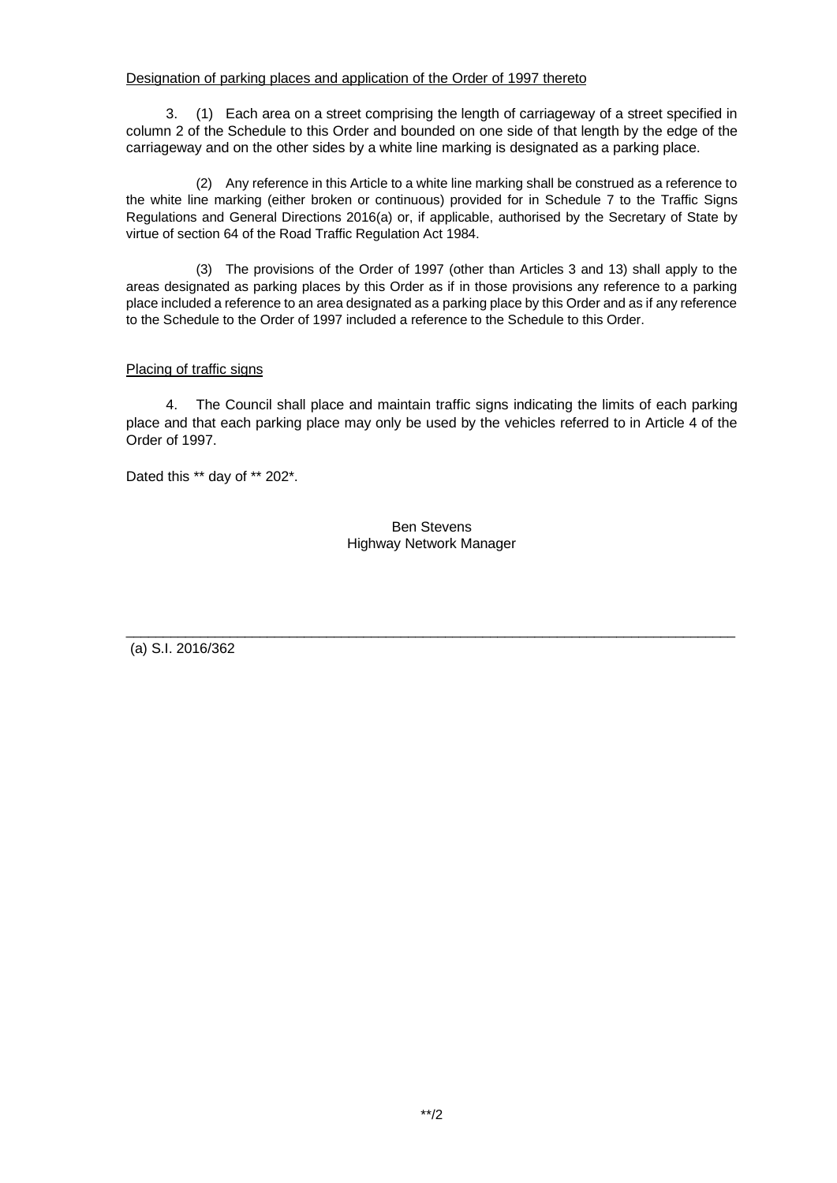Designation of parking places and application of the Order of 1997 thereto

3. (1) Each area on a street comprising the length of carriageway of a street specified in column 2 of the Schedule to this Order and bounded on one side of that length by the edge of the carriageway and on the other sides by a white line marking is designated as a parking place.

(2) Any reference in this Article to a white line marking shall be construed as a reference to the white line marking (either broken or continuous) provided for in Schedule 7 to the Traffic Signs Regulations and General Directions 2016(a) or, if applicable, authorised by the Secretary of State by virtue of section 64 of the Road Traffic Regulation Act 1984.

(3) The provisions of the Order of 1997 (other than Articles 3 and 13) shall apply to the areas designated as parking places by this Order as if in those provisions any reference to a parking place included a reference to an area designated as a parking place by this Order and as if any reference to the Schedule to the Order of 1997 included a reference to the Schedule to this Order.

Placing of traffic signs

4. The Council shall place and maintain traffic signs indicating the limits of each parking place and that each parking place may only be used by the vehicles referred to in Article 4 of the Order of 1997.

Dated this ** day of ** 202*.

Ben Stevens
Highway Network Manager

---

(a) S.I. 2016/362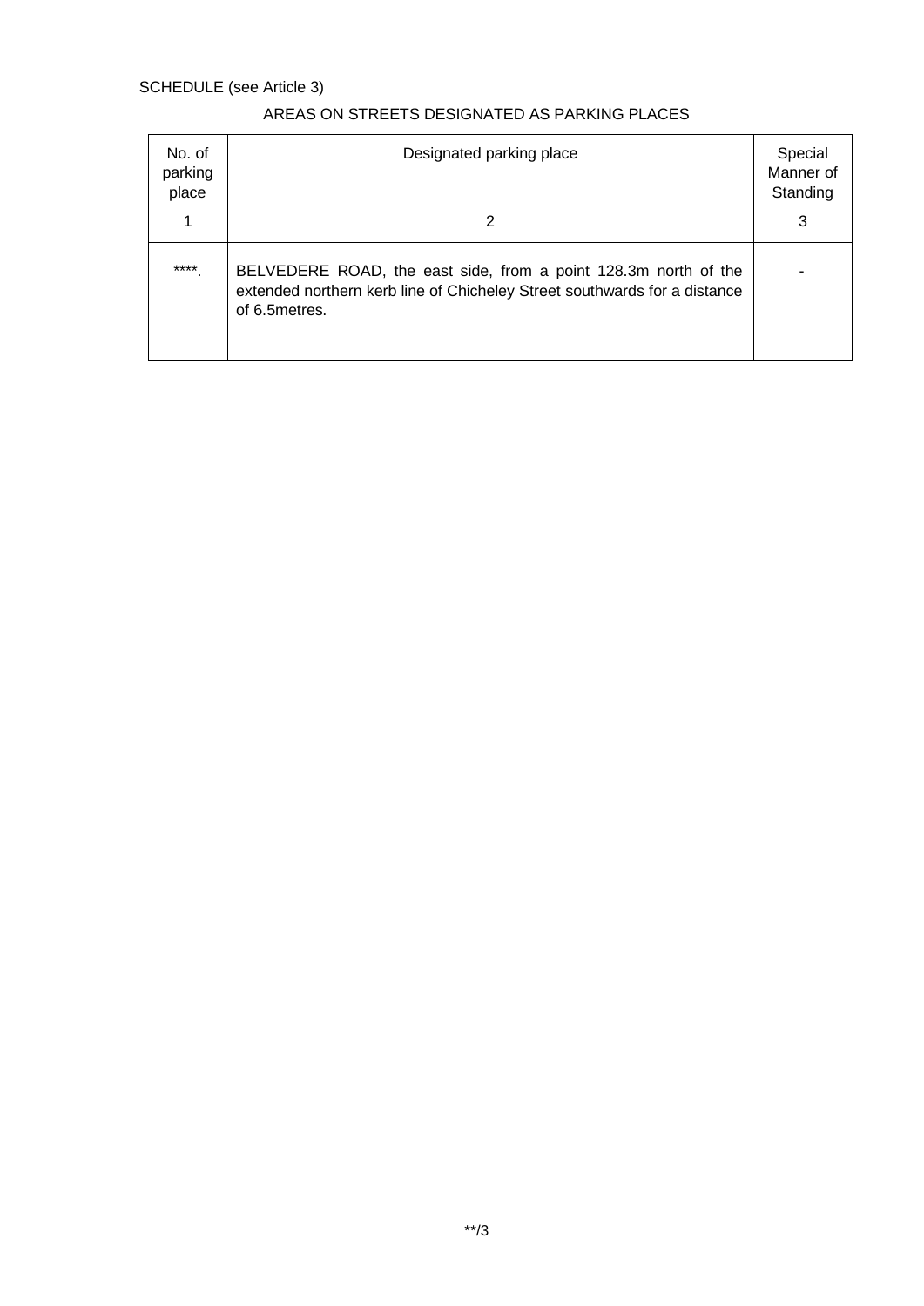SCHEDULE (see Article 3)

AREAS ON STREETS DESIGNATED AS PARKING PLACES

| No. of parking place | Designated parking place | Special Manner of Standing |
|---|---|---|
| 1 | 2 | 3 |
| ****. | BELVEDERE ROAD, the east side, from a point 128.3m north of the extended northern kerb line of Chicheley Street southwards for a distance of 6.5metres. | - |